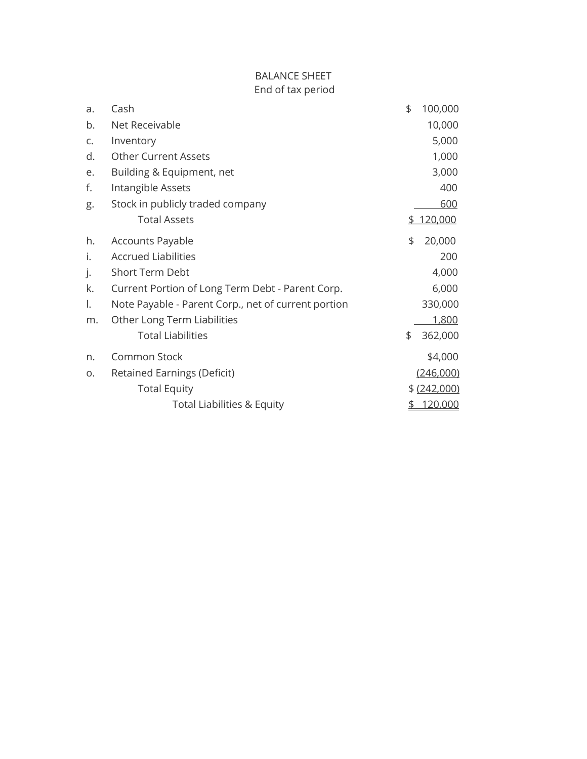# BALANCE SHEET

End of tax period

| | | |
|---|---|---|
| a. | Cash | $ 100,000 |
| b. | Net Receivable | 10,000 |
| c. | Inventory | 5,000 |
| d. | Other Current Assets | 1,000 |
| e. | Building & Equipment, net | 3,000 |
| f. | Intangible Assets | 400 |
| g. | Stock in publicly traded company | 600 |
| | Total Assets | $ 120,000 |
| h. | Accounts Payable | $ 20,000 |
| i. | Accrued Liabilities | 200 |
| j. | Short Term Debt | 4,000 |
| k. | Current Portion of Long Term Debt - Parent Corp. | 6,000 |
| l. | Note Payable - Parent Corp., net of current portion | 330,000 |
| m. | Other Long Term Liabilities | 1,800 |
| | Total Liabilities | $ 362,000 |
| n. | Common Stock | $4,000 |
| o. | Retained Earnings (Deficit) | (246,000) |
| | Total Equity | $ (242,000) |
| | Total Liabilities & Equity | $ 120,000 |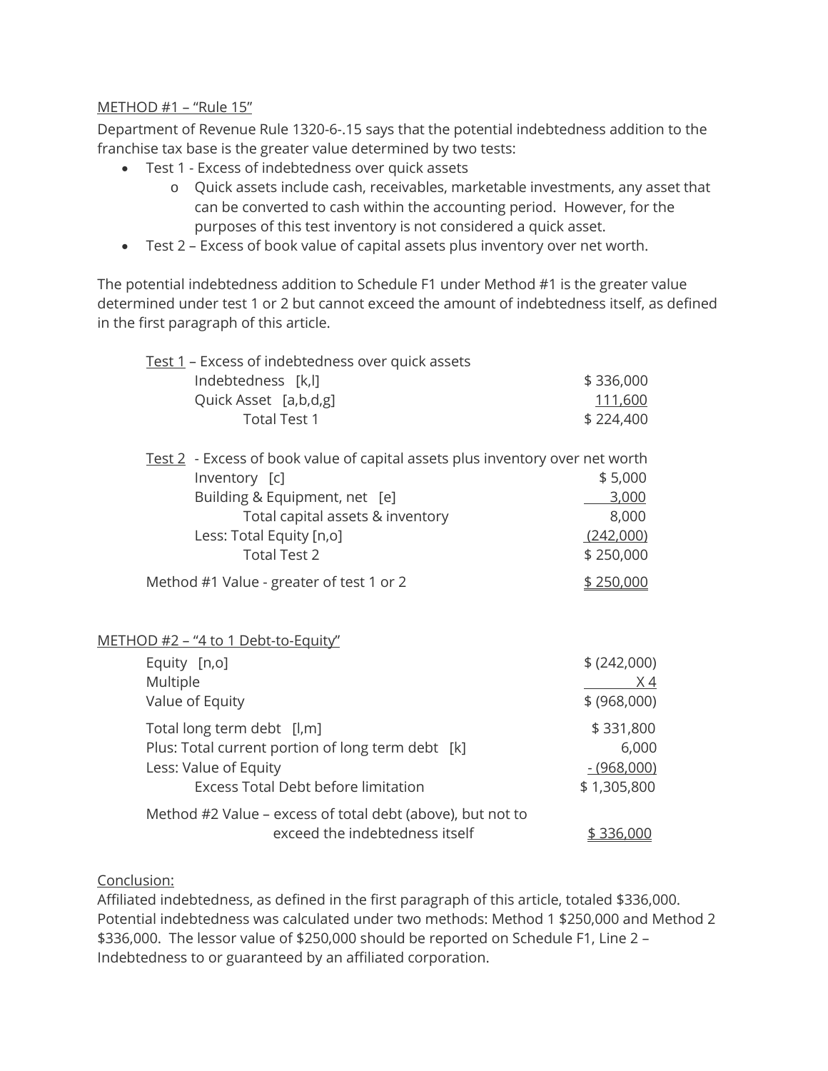METHOD #1 – "Rule 15"

Department of Revenue Rule 1320-6-.15 says that the potential indebtedness addition to the franchise tax base is the greater value determined by two tests:

- Test 1 - Excess of indebtedness over quick assets
  - Quick assets include cash, receivables, marketable investments, any asset that can be converted to cash within the accounting period. However, for the purposes of this test inventory is not considered a quick asset.
- Test 2 – Excess of book value of capital assets plus inventory over net worth.

The potential indebtedness addition to Schedule F1 under Method #1 is the greater value determined under test 1 or 2 but cannot exceed the amount of indebtedness itself, as defined in the first paragraph of this article.

| | |
|---|---|
| Test 1 – Excess of indebtedness over quick assets | |
| Indebtedness [k,l] | $ 336,000 |
| Quick Asset [a,b,d,g] | 111,600 |
| Total Test 1 | $ 224,400 |
| | |
| Test 2 - Excess of book value of capital assets plus inventory over net worth | |
| Inventory [c] | $ 5,000 |
| Building & Equipment, net [e] | 3,000 |
| Total capital assets & inventory | 8,000 |
| Less: Total Equity [n,o] | (242,000) |
| Total Test 2 | $ 250,000 |
| Method #1 Value - greater of test 1 or 2 | $ 250,000 |

METHOD #2 – "4 to 1 Debt-to-Equity"

| | |
|---|---|
| Equity [n,o] | $ (242,000) |
| Multiple | X 4 |
| Value of Equity | $ (968,000) |
| Total long term debt [l,m] | $ 331,800 |
| Plus: Total current portion of long term debt [k] | 6,000 |
| Less: Value of Equity | - (968,000) |
| Excess Total Debt before limitation | $ 1,305,800 |
| Method #2 Value – excess of total debt (above), but not to exceed the indebtedness itself | $ 336,000 |

Conclusion:

Affiliated indebtedness, as defined in the first paragraph of this article, totaled $336,000. Potential indebtedness was calculated under two methods: Method 1 $250,000 and Method 2 $336,000. The lessor value of $250,000 should be reported on Schedule F1, Line 2 – Indebtedness to or guaranteed by an affiliated corporation.